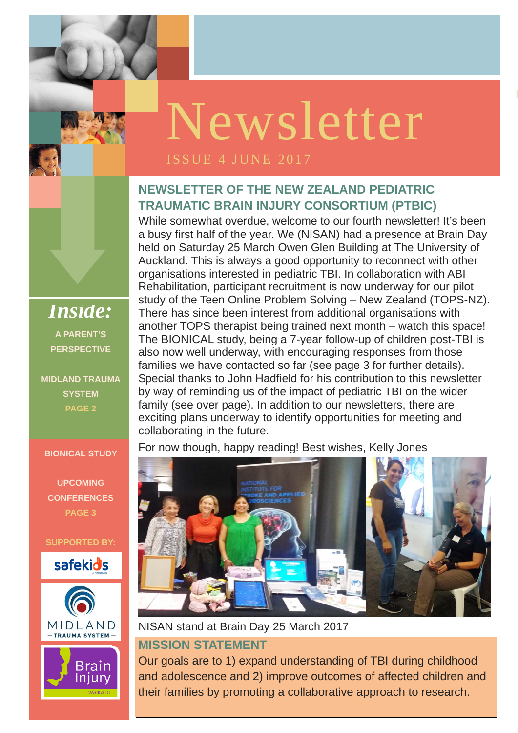# Newsletter

ISSUE 4 JUNE 2017

## NEWSLETTER OF THE NEW ZEALAND PEDIATRIC TRAUMATIC BRAIN INJURY CONSORTIUM (PTBIC)

While somewhat overdue, welcome to our fourth newsletter! It's been a busy first half of the year. We (NISAN) had a presence at Brain Day held on Saturday 25 March Owen Glen Building at The University of Auckland. This is always a good opportunity to reconnect with other organisations interested in pediatric TBI. In collaboration with ABI Rehabilitation, participant recruitment is now underway for our pilot study of the Teen Online Problem Solving – New Zealand (TOPS-NZ). There has since been interest from additional organisations with another TOPS therapist being trained next month – watch this space! The BIONICAL study, being a 7-year follow-up of children post-TBI is also now well underway, with encouraging responses from those families we have contacted so far (see page 3 for further details). Special thanks to John Hadfield for his contribution to this newsletter by way of reminding us of the impact of pediatric TBI on the wider family (see over page). In addition to our newsletters, there are exciting plans underway to identify opportunities for meeting and collaborating in the future.

For now though, happy reading! Best wishes, Kelly Jones

NISAN stand at Brain Day 25 March 2017

### MISSION STATEMENT

Our goals are to 1) expand understanding of TBI during childhood and adolescence and 2) improve outcomes of affected children and their families by promoting a collaborative approach to research.

### *Inside:*

A PARENT'S PERSPECTIVE

MIDLAND TRAUMA SYSTEM

PAGE 2

BIONICAL STUDY

UPCOMING CONFERENCES

PAGE 3

SUPPORTED BY:

safekids Aotearoa

MIDLAND TRAUMA SYSTEM

Brain Injury WAIKATO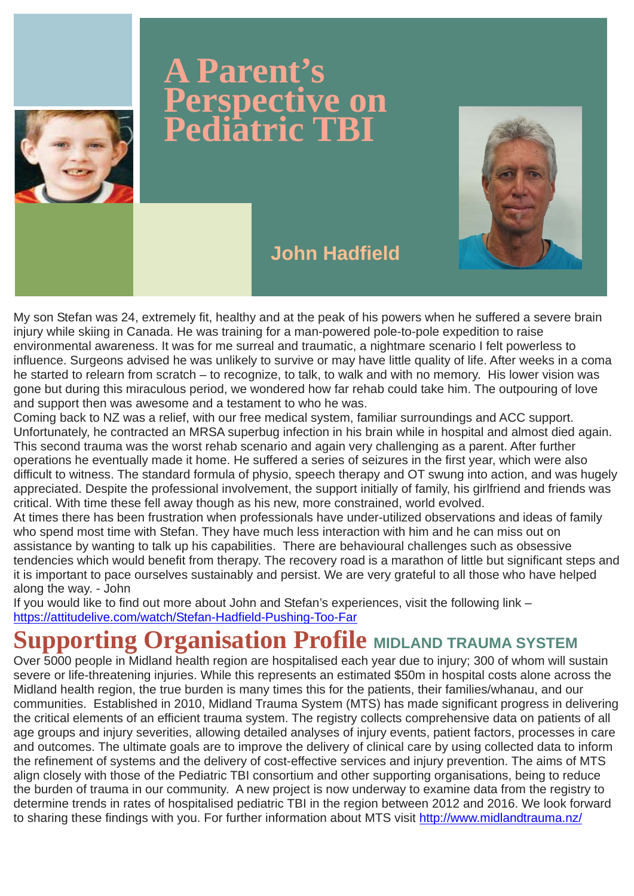# A Parent's Perspective on Pediatric TBI

**John Hadfield**

My son Stefan was 24, extremely fit, healthy and at the peak of his powers when he suffered a severe brain injury while skiing in Canada. He was training for a man-powered pole-to-pole expedition to raise environmental awareness. It was for me surreal and traumatic, a nightmare scenario I felt powerless to influence. Surgeons advised he was unlikely to survive or may have little quality of life. After weeks in a coma he started to relearn from scratch – to recognize, to talk, to walk and with no memory. His lower vision was gone but during this miraculous period, we wondered how far rehab could take him. The outpouring of love and support then was awesome and a testament to who he was.

Coming back to NZ was a relief, with our free medical system, familiar surroundings and ACC support. Unfortunately, he contracted an MRSA superbug infection in his brain while in hospital and almost died again. This second trauma was the worst rehab scenario and again very challenging as a parent. After further operations he eventually made it home. He suffered a series of seizures in the first year, which were also difficult to witness. The standard formula of physio, speech therapy and OT swung into action, and was hugely appreciated. Despite the professional involvement, the support initially of family, his girlfriend and friends was critical. With time these fell away though as his new, more constrained, world evolved.

At times there has been frustration when professionals have under-utilized observations and ideas of family who spend most time with Stefan. They have much less interaction with him and he can miss out on assistance by wanting to talk up his capabilities. There are behavioural challenges such as obsessive tendencies which would benefit from therapy. The recovery road is a marathon of little but significant steps and it is important to pace ourselves sustainably and persist. We are very grateful to all those who have helped along the way. - John

If you would like to find out more about John and Stefan's experiences, visit the following link – [https://attitudelive.com/watch/Stefan-Hadfield-Pushing-Too-Far](https://attitudelive.com/watch/Stefan-Hadfield-Pushing-Too-Far)

## Supporting Organisation Profile MIDLAND TRAUMA SYSTEM

Over 5000 people in Midland health region are hospitalised each year due to injury; 300 of whom will sustain severe or life-threatening injuries. While this represents an estimated $50m in hospital costs alone across the Midland health region, the true burden is many times this for the patients, their families/whanau, and our communities. Established in 2010, Midland Trauma System (MTS) has made significant progress in delivering the critical elements of an efficient trauma system. The registry collects comprehensive data on patients of all age groups and injury severities, allowing detailed analyses of injury events, patient factors, processes in care and outcomes. The ultimate goals are to improve the delivery of clinical care by using collected data to inform the refinement of systems and the delivery of cost-effective services and injury prevention. The aims of MTS align closely with those of the Pediatric TBI consortium and other supporting organisations, being to reduce the burden of trauma in our community. A new project is now underway to examine data from the registry to determine trends in rates of hospitalised pediatric TBI in the region between 2012 and 2016. We look forward to sharing these findings with you. For further information about MTS visit [http://www.midlandtrauma.nz/](http://www.midlandtrauma.nz/)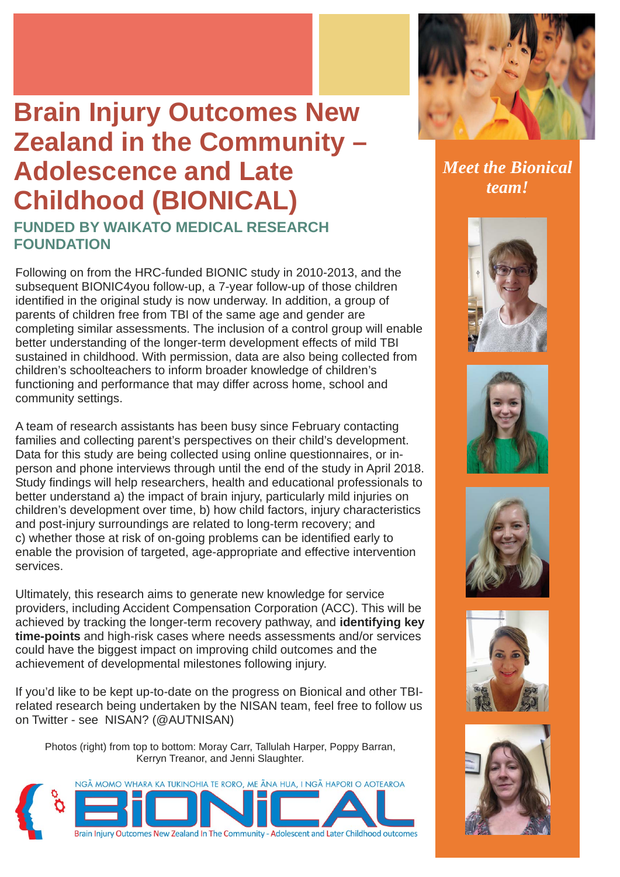# Brain Injury Outcomes New Zealand in the Community – Adolescence and Late Childhood (BIONICAL)

## FUNDED BY WAIKATO MEDICAL RESEARCH FOUNDATION

Following on from the HRC-funded BIONIC study in 2010-2013, and the subsequent BIONIC4you follow-up, a 7-year follow-up of those children identified in the original study is now underway. In addition, a group of parents of children free from TBI of the same age and gender are completing similar assessments. The inclusion of a control group will enable better understanding of the longer-term development effects of mild TBI sustained in childhood. With permission, data are also being collected from children's schoolteachers to inform broader knowledge of children's functioning and performance that may differ across home, school and community settings.

A team of research assistants has been busy since February contacting families and collecting parent's perspectives on their child's development. Data for this study are being collected using online questionnaires, or in-person and phone interviews through until the end of the study in April 2018. Study findings will help researchers, health and educational professionals to better understand a) the impact of brain injury, particularly mild injuries on children's development over time, b) how child factors, injury characteristics and post-injury surroundings are related to long-term recovery; and c) whether those at risk of on-going problems can be identified early to enable the provision of targeted, age-appropriate and effective intervention services.

Ultimately, this research aims to generate new knowledge for service providers, including Accident Compensation Corporation (ACC). This will be achieved by tracking the longer-term recovery pathway, and **identifying key time-points** and high-risk cases where needs assessments and/or services could have the biggest impact on improving child outcomes and the achievement of developmental milestones following injury.

If you'd like to be kept up-to-date on the progress on Bionical and other TBI-related research being undertaken by the NISAN team, feel free to follow us on Twitter - see NISAN? (@AUTNISAN)

Photos (right) from top to bottom: Moray Carr, Tallulah Harper, Poppy Barran, Kerryn Treanor, and Jenni Slaughter.

NGĀ MOMO WHARA KA TUKINOHIA TE RORO, ME ĀNA HUA, I NGĀ HAPORI O AOTEAROA

BIONICAL

Brain Injury Outcomes New Zealand In The Community - Adolescent and Later Childhood outcomes

*Meet the Bionical team!*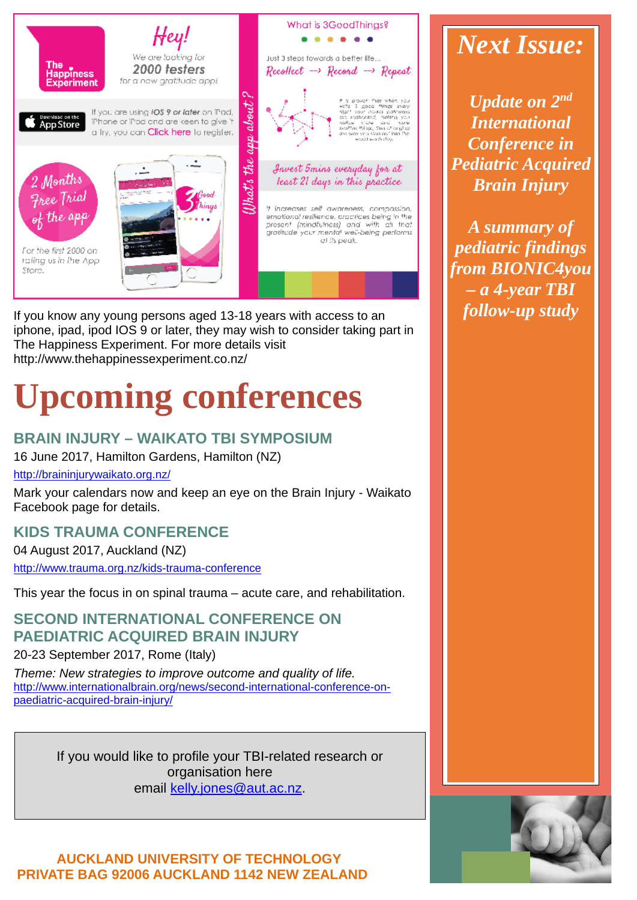Hey!

We are looking for 2000 testers for a new gratitude app!

The Happiness Experiment

If you are using iOS 9 or later on iPad, iPhone or iPod and are keen to give it a try, you can Click here to register.

2 Months Free Trial of the app

For the first 2000 on rating us in the App Store.

What's the app about?

What is 3GoodThings?

Just 3 steps towards a better life...

Recollect → Record → Repeat

Invest 5mins everyday for at least 21 days in this practice

It increases self awareness, compassion, emotional resilience, practices being in the present (mindfulness) and with all that gratitude your mental well-being performs at its peak.

If you know any young persons aged 13-18 years with access to an iphone, ipad, ipod IOS 9 or later, they may wish to consider taking part in The Happiness Experiment. For more details visit http://www.thehappinessexperiment.co.nz/

# Upcoming conferences

## BRAIN INJURY – WAIKATO TBI SYMPOSIUM

16 June 2017, Hamilton Gardens, Hamilton (NZ)

http://braininjurywaikato.org.nz/

Mark your calendars now and keep an eye on the Brain Injury - Waikato Facebook page for details.

## KIDS TRAUMA CONFERENCE

04 August 2017, Auckland (NZ)

http://www.trauma.org.nz/kids-trauma-conference

This year the focus in on spinal trauma – acute care, and rehabilitation.

## SECOND INTERNATIONAL CONFERENCE ON PAEDIATRIC ACQUIRED BRAIN INJURY

20-23 September 2017, Rome (Italy)

*Theme: New strategies to improve outcome and quality of life.*

http://www.internationalbrain.org/news/second-international-conference-on-paediatric-acquired-brain-injury/

If you would like to profile your TBI-related research or organisation here email kelly.jones@aut.ac.nz.

## *Next Issue:*

***Update on 2nd International Conference in Pediatric Acquired Brain Injury***

***A summary of pediatric findings from BIONIC4you – a 4-year TBI follow-up study***

**AUCKLAND UNIVERSITY OF TECHNOLOGY**
**PRIVATE BAG 92006 AUCKLAND 1142 NEW ZEALAND**